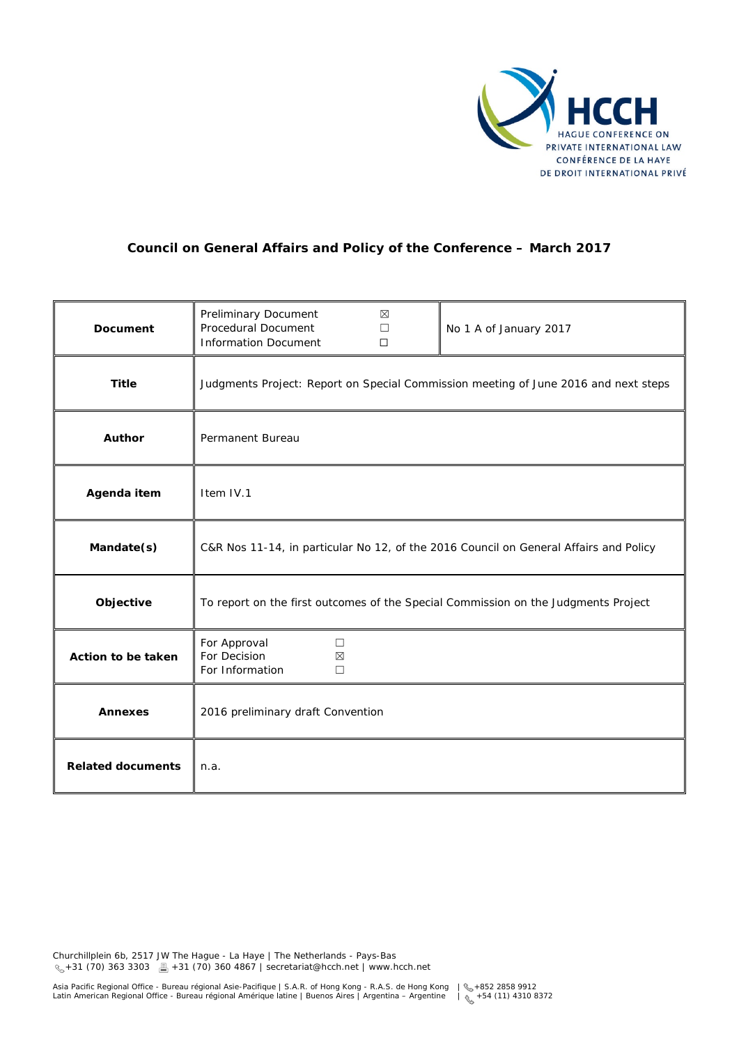HCCH
HAGUE CONFERENCE ON PRIVATE INTERNATIONAL LAW
CONFÉRENCE DE LA HAYE DE DROIT INTERNATIONAL PRIVÉ

# Council on General Affairs and Policy of the Conference – March 2017

| **Document** | Preliminary Document ☒<br>Procedural Document ☐<br>Information Document ☐ | No 1 A of January 2017 |
|---|---|---|
| **Title** | Judgments Project: Report on Special Commission meeting of June 2016 and next steps | |
| **Author** | Permanent Bureau | |
| **Agenda item** | Item IV.1 | |
| **Mandate(s)** | C&R Nos 11-14, in particular No 12, of the 2016 Council on General Affairs and Policy | |
| **Objective** | To report on the first outcomes of the Special Commission on the Judgments Project | |
| **Action to be taken** | For Approval ☐<br>For Decision ☒<br>For Information ☐ | |
| **Annexes** | 2016 preliminary draft Convention | |
| **Related documents** | n.a. | |

Churchillplein 6b, 2517 JW The Hague - La Haye | The Netherlands - Pays-Bas
+31 (70) 363 3303 | +31 (70) 360 4867 | secretariat@hcch.net | www.hcch.net

Asia Pacific Regional Office - Bureau régional Asie-Pacifique | S.A.R. of Hong Kong - R.A.S. de Hong Kong | +852 2858 9912
Latin American Regional Office - Bureau régional Amérique latine | Buenos Aires | Argentina – Argentine | +54 (11) 4310 8372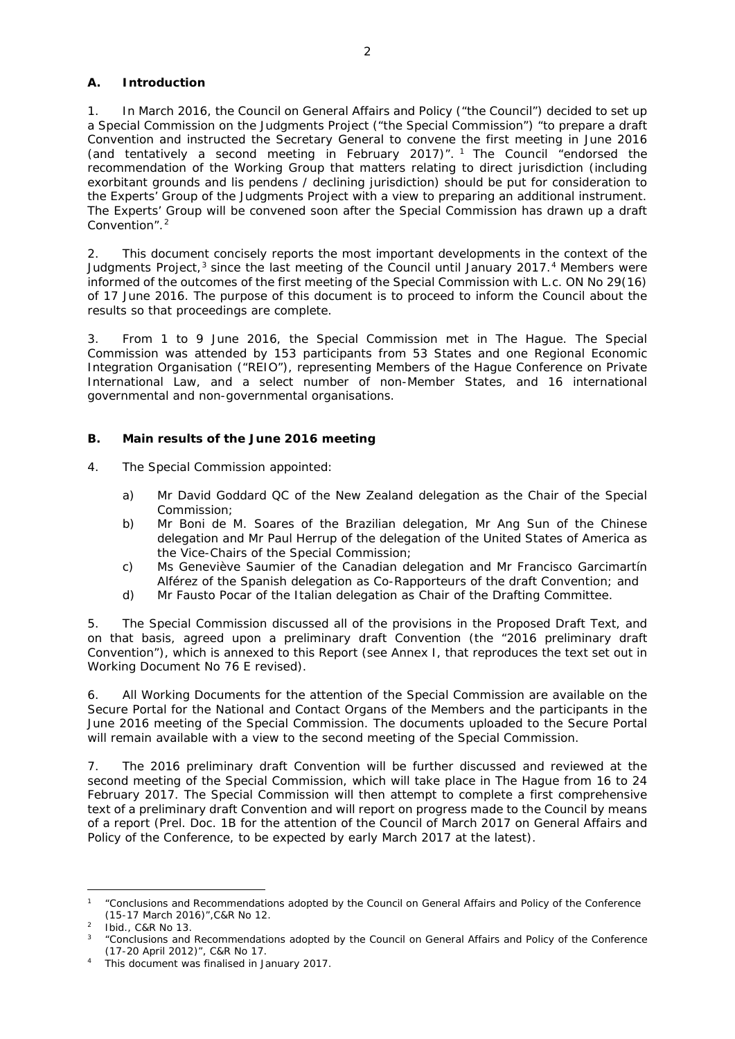## A. Introduction

1. In March 2016, the Council on General Affairs and Policy ("the Council") decided to set up a Special Commission on the Judgments Project ("the Special Commission") "to prepare a draft Convention and instructed the Secretary General to convene the first meeting in June 2016 (and tentatively a second meeting in February 2017)".[1] The Council "endorsed the recommendation of the Working Group that matters relating to direct jurisdiction (including exorbitant grounds and lis pendens / declining jurisdiction) should be put for consideration to the Experts' Group of the Judgments Project with a view to preparing an additional instrument. The Experts' Group will be convened soon after the Special Commission has drawn up a draft Convention".[2]

2. This document concisely reports the most important developments in the context of the Judgments Project,[3] since the last meeting of the Council until January 2017.[4] Members were informed of the outcomes of the first meeting of the Special Commission with L.c. ON No 29(16) of 17 June 2016. The purpose of this document is to proceed to inform the Council about the results so that proceedings are complete.

3. From 1 to 9 June 2016, the Special Commission met in The Hague. The Special Commission was attended by 153 participants from 53 States and one Regional Economic Integration Organisation ("REIO"), representing Members of the Hague Conference on Private International Law, and a select number of non-Member States, and 16 international governmental and non-governmental organisations.

## B. Main results of the June 2016 meeting

4. The Special Commission appointed:

a) Mr David Goddard QC of the New Zealand delegation as the Chair of the Special Commission;
b) Mr Boni de M. Soares of the Brazilian delegation, Mr Ang Sun of the Chinese delegation and Mr Paul Herrup of the delegation of the United States of America as the Vice-Chairs of the Special Commission;
c) Ms Geneviève Saumier of the Canadian delegation and Mr Francisco Garcimartín Alférez of the Spanish delegation as Co-Rapporteurs of the draft Convention; and
d) Mr Fausto Pocar of the Italian delegation as Chair of the Drafting Committee.

5. The Special Commission discussed all of the provisions in the Proposed Draft Text, and on that basis, agreed upon a preliminary draft Convention (the "2016 preliminary draft Convention"), which is annexed to this Report (see Annex I, that reproduces the text set out in Working Document No 76 E revised).

6. All Working Documents for the attention of the Special Commission are available on the Secure Portal for the National and Contact Organs of the Members and the participants in the June 2016 meeting of the Special Commission. The documents uploaded to the Secure Portal will remain available with a view to the second meeting of the Special Commission.

7. The 2016 preliminary draft Convention will be further discussed and reviewed at the second meeting of the Special Commission, which will take place in The Hague from 16 to 24 February 2017. The Special Commission will then attempt to complete a first comprehensive text of a preliminary draft Convention and will report on progress made to the Council by means of a report (Prel. Doc. 1B for the attention of the Council of March 2017 on General Affairs and Policy of the Conference, to be expected by early March 2017 at the latest).

---

[1] "Conclusions and Recommendations adopted by the Council on General Affairs and Policy of the Conference (15-17 March 2016)",C&R No 12.

[2] *Ibid.*, C&R No 13.

[3] "Conclusions and Recommendations adopted by the Council on General Affairs and Policy of the Conference (17-20 April 2012)", C&R No 17.

[4] This document was finalised in January 2017.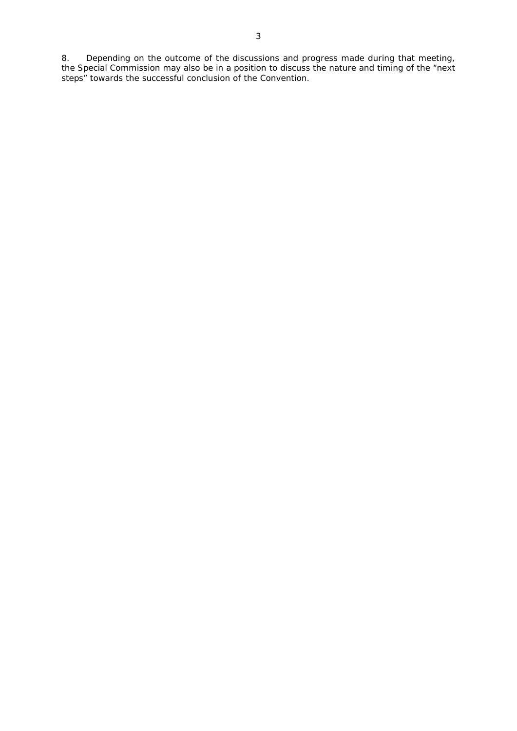8. Depending on the outcome of the discussions and progress made during that meeting, the Special Commission may also be in a position to discuss the nature and timing of the "next steps" towards the successful conclusion of the Convention.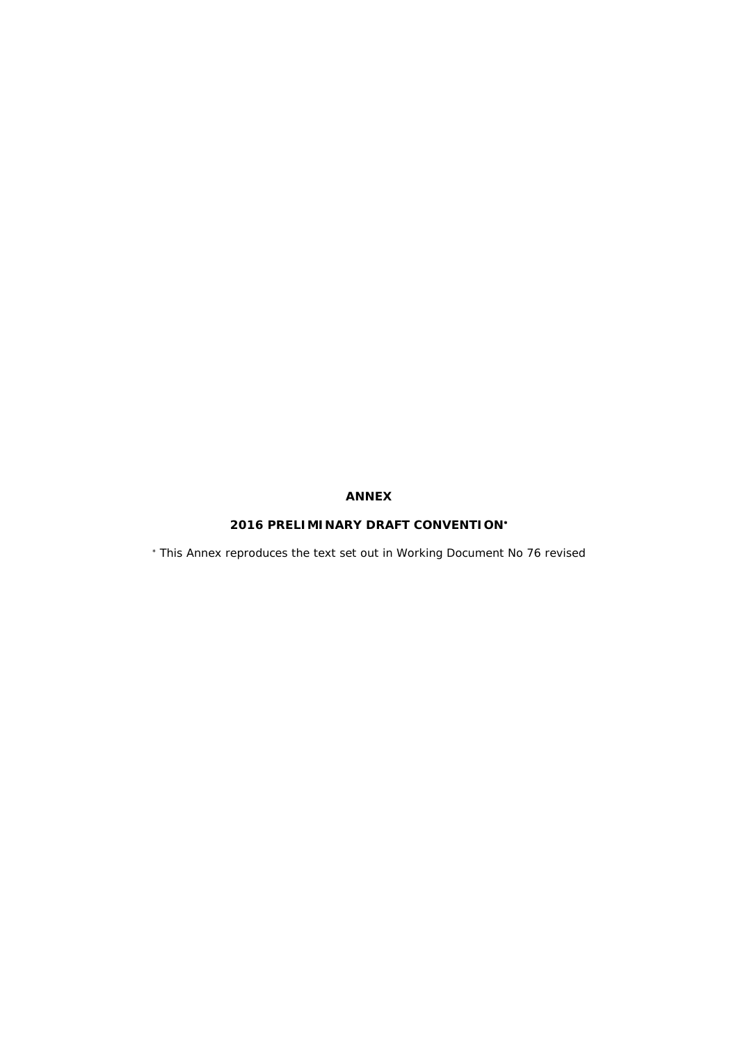**ANNEX**

**2016 PRELIMINARY DRAFT CONVENTION***

* This Annex reproduces the text set out in Working Document No 76 revised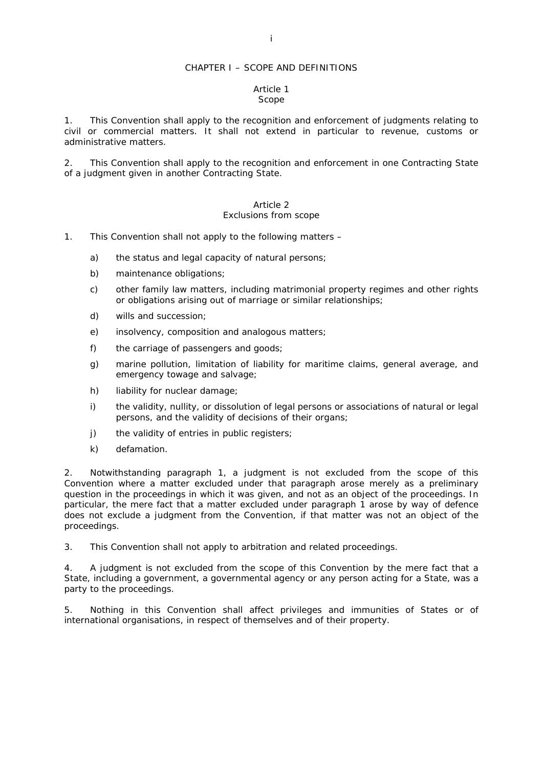## CHAPTER I – SCOPE AND DEFINITIONS

### Article 1
### Scope

1. This Convention shall apply to the recognition and enforcement of judgments relating to civil or commercial matters. It shall not extend in particular to revenue, customs or administrative matters.

2. This Convention shall apply to the recognition and enforcement in one Contracting State of a judgment given in another Contracting State.

### Article 2
### Exclusions from scope

1. This Convention shall not apply to the following matters –

   a) the status and legal capacity of natural persons;

   b) maintenance obligations;

   c) other family law matters, including matrimonial property regimes and other rights or obligations arising out of marriage or similar relationships;

   d) wills and succession;

   e) insolvency, composition and analogous matters;

   f) the carriage of passengers and goods;

   g) marine pollution, limitation of liability for maritime claims, general average, and emergency towage and salvage;

   h) liability for nuclear damage;

   i) the validity, nullity, or dissolution of legal persons or associations of natural or legal persons, and the validity of decisions of their organs;

   j) the validity of entries in public registers;

   k) defamation.

2. Notwithstanding paragraph 1, a judgment is not excluded from the scope of this Convention where a matter excluded under that paragraph arose merely as a preliminary question in the proceedings in which it was given, and not as an object of the proceedings. In particular, the mere fact that a matter excluded under paragraph 1 arose by way of defence does not exclude a judgment from the Convention, if that matter was not an object of the proceedings.

3. This Convention shall not apply to arbitration and related proceedings.

4. A judgment is not excluded from the scope of this Convention by the mere fact that a State, including a government, a governmental agency or any person acting for a State, was a party to the proceedings.

5. Nothing in this Convention shall affect privileges and immunities of States or of international organisations, in respect of themselves and of their property.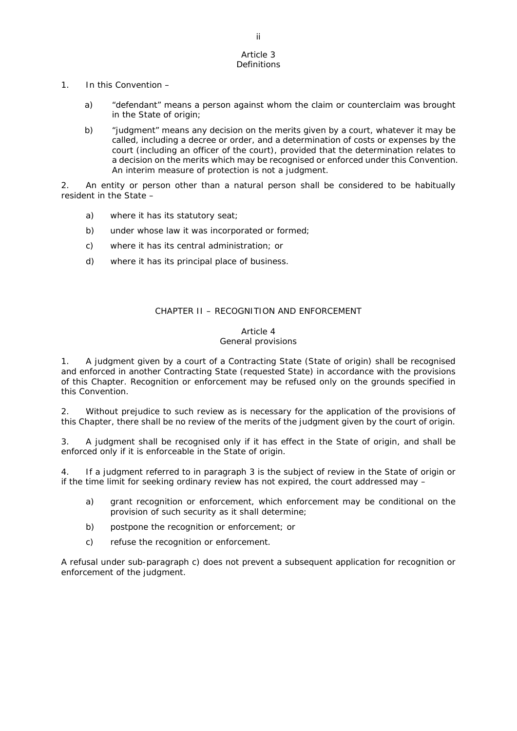### Article 3
### Definitions

1. In this Convention –

   a) "defendant" means a person against whom the claim or counterclaim was brought in the State of origin;

   b) "judgment" means any decision on the merits given by a court, whatever it may be called, including a decree or order, and a determination of costs or expenses by the court (including an officer of the court), provided that the determination relates to a decision on the merits which may be recognised or enforced under this Convention. An interim measure of protection is not a judgment.

2. An entity or person other than a natural person shall be considered to be habitually resident in the State –

   a) where it has its statutory seat;

   b) under whose law it was incorporated or formed;

   c) where it has its central administration; or

   d) where it has its principal place of business.

## CHAPTER II – RECOGNITION AND ENFORCEMENT

### Article 4
### General provisions

1. A judgment given by a court of a Contracting State (State of origin) shall be recognised and enforced in another Contracting State (requested State) in accordance with the provisions of this Chapter. Recognition or enforcement may be refused only on the grounds specified in this Convention.

2. Without prejudice to such review as is necessary for the application of the provisions of this Chapter, there shall be no review of the merits of the judgment given by the court of origin.

3. A judgment shall be recognised only if it has effect in the State of origin, and shall be enforced only if it is enforceable in the State of origin.

4. If a judgment referred to in paragraph 3 is the subject of review in the State of origin or if the time limit for seeking ordinary review has not expired, the court addressed may –

   a) grant recognition or enforcement, which enforcement may be conditional on the provision of such security as it shall determine;

   b) postpone the recognition or enforcement; or

   c) refuse the recognition or enforcement.

A refusal under sub-paragraph c) does not prevent a subsequent application for recognition or enforcement of the judgment.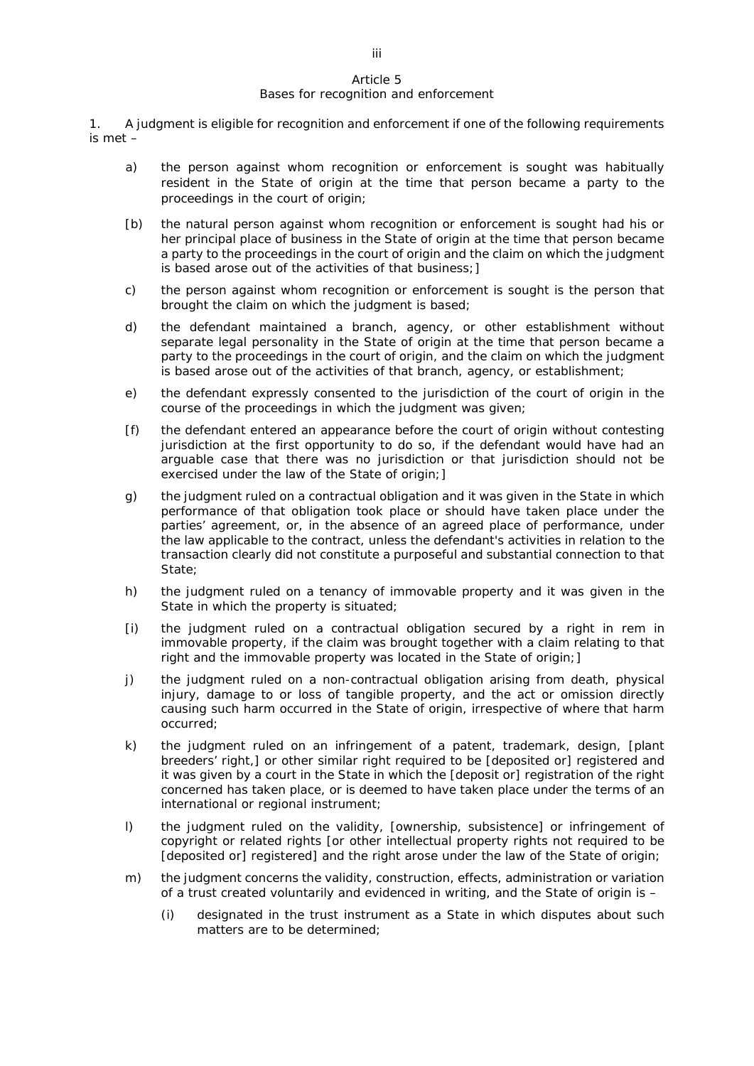## Article 5
### Bases for recognition and enforcement

1. A judgment is eligible for recognition and enforcement if one of the following requirements is met –

a) the person against whom recognition or enforcement is sought was habitually resident in the State of origin at the time that person became a party to the proceedings in the court of origin;

[b) the natural person against whom recognition or enforcement is sought had his or her principal place of business in the State of origin at the time that person became a party to the proceedings in the court of origin and the claim on which the judgment is based arose out of the activities of that business;]

c) the person against whom recognition or enforcement is sought is the person that brought the claim on which the judgment is based;

d) the defendant maintained a branch, agency, or other establishment without separate legal personality in the State of origin at the time that person became a party to the proceedings in the court of origin, and the claim on which the judgment is based arose out of the activities of that branch, agency, or establishment;

e) the defendant expressly consented to the jurisdiction of the court of origin in the course of the proceedings in which the judgment was given;

[f) the defendant entered an appearance before the court of origin without contesting jurisdiction at the first opportunity to do so, if the defendant would have had an arguable case that there was no jurisdiction or that jurisdiction should not be exercised under the law of the State of origin;]

g) the judgment ruled on a contractual obligation and it was given in the State in which performance of that obligation took place or should have taken place under the parties' agreement, or, in the absence of an agreed place of performance, under the law applicable to the contract, unless the defendant's activities in relation to the transaction clearly did not constitute a purposeful and substantial connection to that State;

h) the judgment ruled on a tenancy of immovable property and it was given in the State in which the property is situated;

[i) the judgment ruled on a contractual obligation secured by a right in rem in immovable property, if the claim was brought together with a claim relating to that right and the immovable property was located in the State of origin;]

j) the judgment ruled on a non-contractual obligation arising from death, physical injury, damage to or loss of tangible property, and the act or omission directly causing such harm occurred in the State of origin, irrespective of where that harm occurred;

k) the judgment ruled on an infringement of a patent, trademark, design, [plant breeders' right,] or other similar right required to be [deposited or] registered and it was given by a court in the State in which the [deposit or] registration of the right concerned has taken place, or is deemed to have taken place under the terms of an international or regional instrument;

l) the judgment ruled on the validity, [ownership, subsistence] or infringement of copyright or related rights [or other intellectual property rights not required to be [deposited or] registered] and the right arose under the law of the State of origin;

m) the judgment concerns the validity, construction, effects, administration or variation of a trust created voluntarily and evidenced in writing, and the State of origin is –

   (i) designated in the trust instrument as a State in which disputes about such matters are to be determined;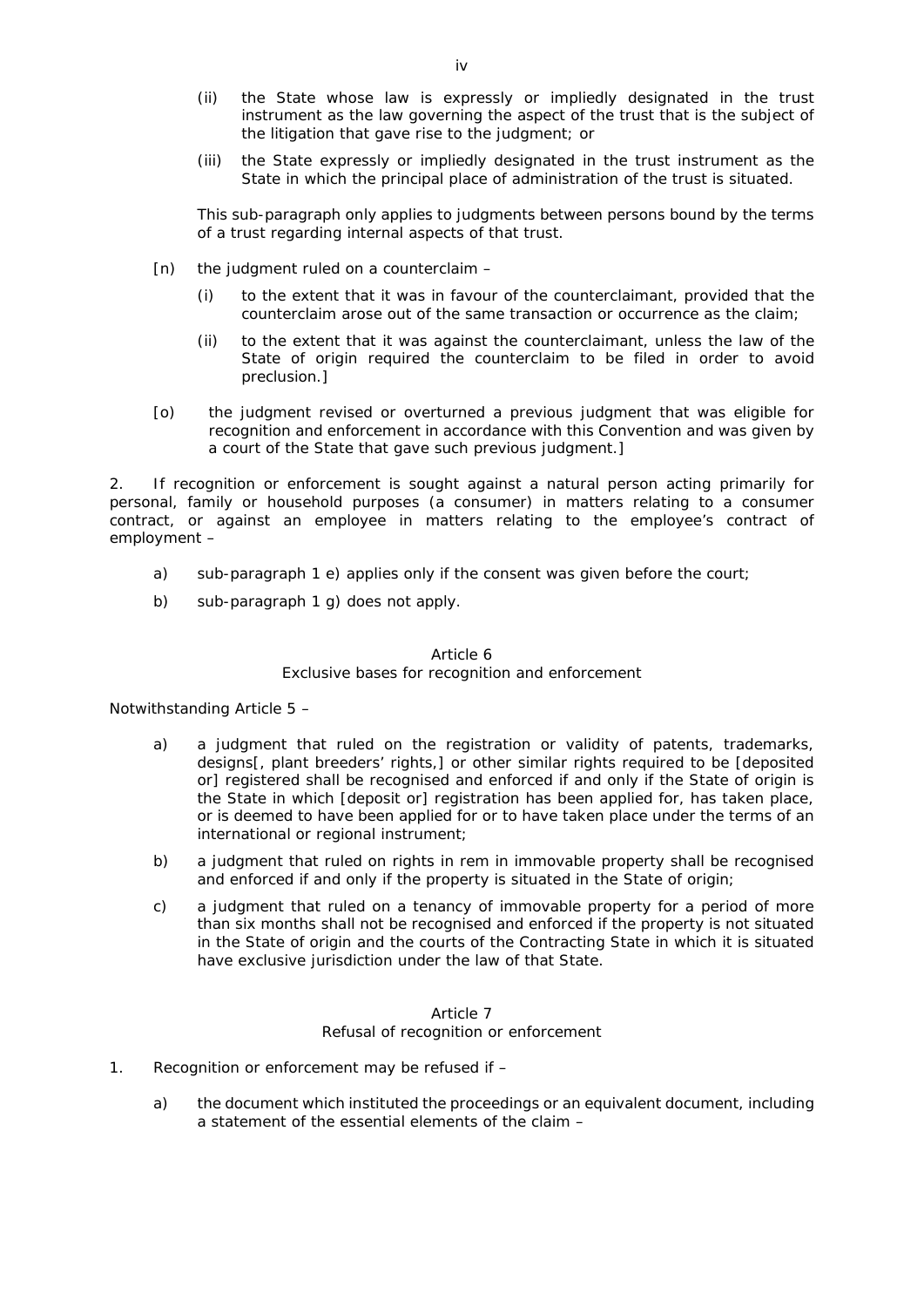(ii) the State whose law is expressly or impliedly designated in the trust instrument as the law governing the aspect of the trust that is the subject of the litigation that gave rise to the judgment; or

(iii) the State expressly or impliedly designated in the trust instrument as the State in which the principal place of administration of the trust is situated.

This sub-paragraph only applies to judgments between persons bound by the terms of a trust regarding internal aspects of that trust.

[n) the judgment ruled on a counterclaim –

(i) to the extent that it was in favour of the counterclaimant, provided that the counterclaim arose out of the same transaction or occurrence as the claim;

(ii) to the extent that it was against the counterclaimant, unless the law of the State of origin required the counterclaim to be filed in order to avoid preclusion.]

[o) the judgment revised or overturned a previous judgment that was eligible for recognition and enforcement in accordance with this Convention and was given by a court of the State that gave such previous judgment.]

2. If recognition or enforcement is sought against a natural person acting primarily for personal, family or household purposes (a consumer) in matters relating to a consumer contract, or against an employee in matters relating to the employee's contract of employment –

a) sub-paragraph 1 e) applies only if the consent was given before the court;

b) sub-paragraph 1 g) does not apply.

Article 6
Exclusive bases for recognition and enforcement

Notwithstanding Article 5 –

a) a judgment that ruled on the registration or validity of patents, trademarks, designs[, plant breeders' rights,] or other similar rights required to be [deposited or] registered shall be recognised and enforced if and only if the State of origin is the State in which [deposit or] registration has been applied for, has taken place, or is deemed to have been applied for or to have taken place under the terms of an international or regional instrument;

b) a judgment that ruled on rights in rem in immovable property shall be recognised and enforced if and only if the property is situated in the State of origin;

c) a judgment that ruled on a tenancy of immovable property for a period of more than six months shall not be recognised and enforced if the property is not situated in the State of origin and the courts of the Contracting State in which it is situated have exclusive jurisdiction under the law of that State.

Article 7
Refusal of recognition or enforcement

1. Recognition or enforcement may be refused if –

a) the document which instituted the proceedings or an equivalent document, including a statement of the essential elements of the claim –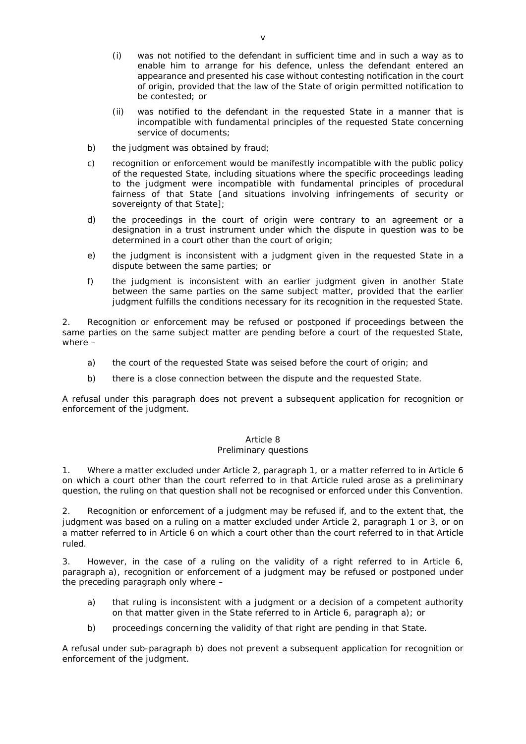(i) was not notified to the defendant in sufficient time and in such a way as to enable him to arrange for his defence, unless the defendant entered an appearance and presented his case without contesting notification in the court of origin, provided that the law of the State of origin permitted notification to be contested; or

(ii) was notified to the defendant in the requested State in a manner that is incompatible with fundamental principles of the requested State concerning service of documents;

b) the judgment was obtained by fraud;

c) recognition or enforcement would be manifestly incompatible with the public policy of the requested State, including situations where the specific proceedings leading to the judgment were incompatible with fundamental principles of procedural fairness of that State [and situations involving infringements of security or sovereignty of that State];

d) the proceedings in the court of origin were contrary to an agreement or a designation in a trust instrument under which the dispute in question was to be determined in a court other than the court of origin;

e) the judgment is inconsistent with a judgment given in the requested State in a dispute between the same parties; or

f) the judgment is inconsistent with an earlier judgment given in another State between the same parties on the same subject matter, provided that the earlier judgment fulfills the conditions necessary for its recognition in the requested State.

2. Recognition or enforcement may be refused or postponed if proceedings between the same parties on the same subject matter are pending before a court of the requested State, where –

a) the court of the requested State was seised before the court of origin; and

b) there is a close connection between the dispute and the requested State.

A refusal under this paragraph does not prevent a subsequent application for recognition or enforcement of the judgment.

### Article 8
### Preliminary questions

1. Where a matter excluded under Article 2, paragraph 1, or a matter referred to in Article 6 on which a court other than the court referred to in that Article ruled arose as a preliminary question, the ruling on that question shall not be recognised or enforced under this Convention.

2. Recognition or enforcement of a judgment may be refused if, and to the extent that, the judgment was based on a ruling on a matter excluded under Article 2, paragraph 1 or 3, or on a matter referred to in Article 6 on which a court other than the court referred to in that Article ruled.

3. However, in the case of a ruling on the validity of a right referred to in Article 6, paragraph a), recognition or enforcement of a judgment may be refused or postponed under the preceding paragraph only where –

a) that ruling is inconsistent with a judgment or a decision of a competent authority on that matter given in the State referred to in Article 6, paragraph a); or

b) proceedings concerning the validity of that right are pending in that State.

A refusal under sub-paragraph b) does not prevent a subsequent application for recognition or enforcement of the judgment.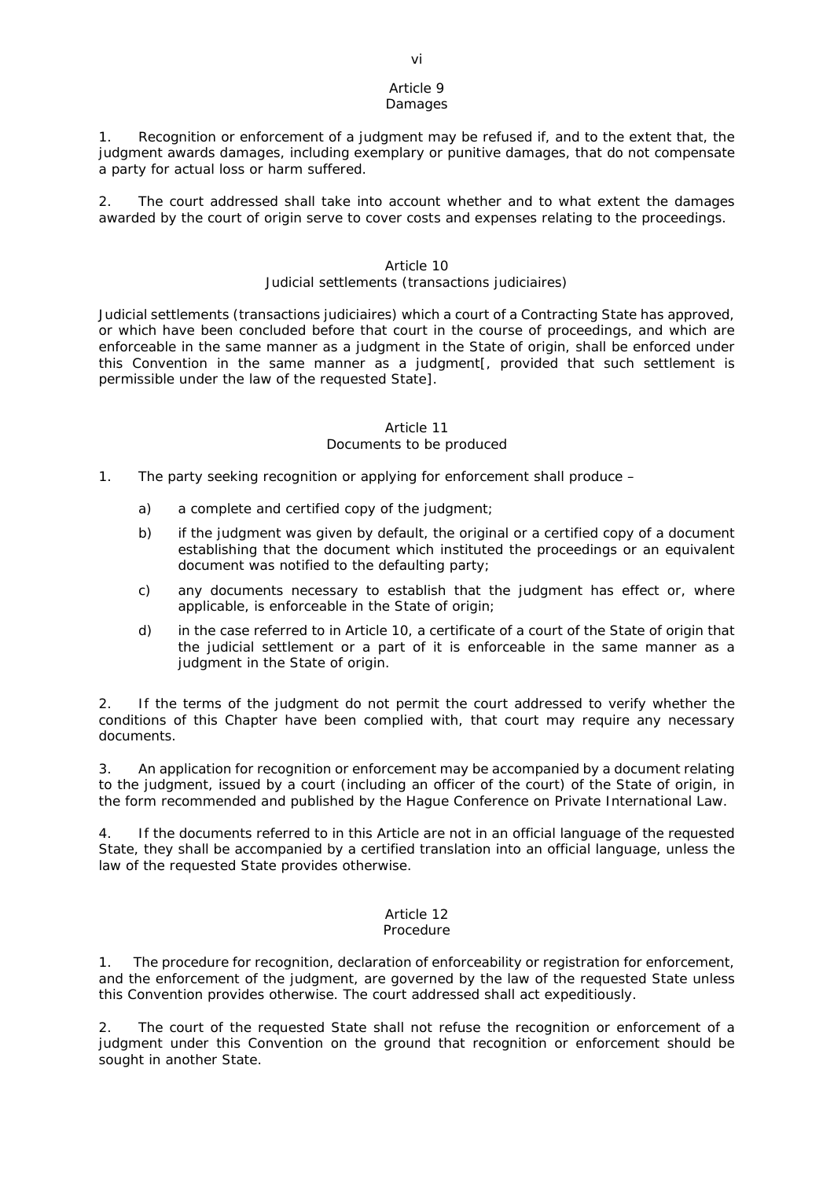### Article 9
### Damages

1. Recognition or enforcement of a judgment may be refused if, and to the extent that, the judgment awards damages, including exemplary or punitive damages, that do not compensate a party for actual loss or harm suffered.

2. The court addressed shall take into account whether and to what extent the damages awarded by the court of origin serve to cover costs and expenses relating to the proceedings.

### Article 10
### Judicial settlements (transactions judiciaires)

Judicial settlements (transactions judiciaires) which a court of a Contracting State has approved, or which have been concluded before that court in the course of proceedings, and which are enforceable in the same manner as a judgment in the State of origin, shall be enforced under this Convention in the same manner as a judgment[, provided that such settlement is permissible under the law of the requested State].

### Article 11
### Documents to be produced

1. The party seeking recognition or applying for enforcement shall produce –

   a) a complete and certified copy of the judgment;

   b) if the judgment was given by default, the original or a certified copy of a document establishing that the document which instituted the proceedings or an equivalent document was notified to the defaulting party;

   c) any documents necessary to establish that the judgment has effect or, where applicable, is enforceable in the State of origin;

   d) in the case referred to in Article 10, a certificate of a court of the State of origin that the judicial settlement or a part of it is enforceable in the same manner as a judgment in the State of origin.

2. If the terms of the judgment do not permit the court addressed to verify whether the conditions of this Chapter have been complied with, that court may require any necessary documents.

3. An application for recognition or enforcement may be accompanied by a document relating to the judgment, issued by a court (including an officer of the court) of the State of origin, in the form recommended and published by the Hague Conference on Private International Law.

4. If the documents referred to in this Article are not in an official language of the requested State, they shall be accompanied by a certified translation into an official language, unless the law of the requested State provides otherwise.

### Article 12
### Procedure

1. The procedure for recognition, declaration of enforceability or registration for enforcement, and the enforcement of the judgment, are governed by the law of the requested State unless this Convention provides otherwise. The court addressed shall act expeditiously.

2. The court of the requested State shall not refuse the recognition or enforcement of a judgment under this Convention on the ground that recognition or enforcement should be sought in another State.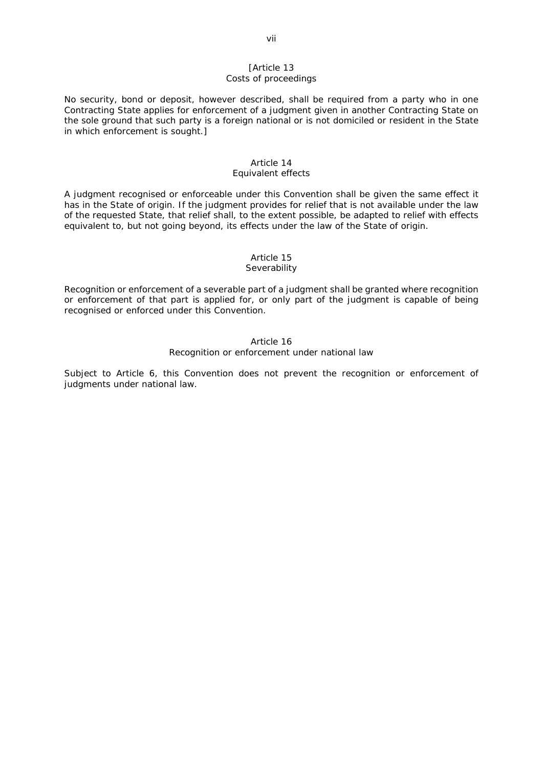[Article 13
Costs of proceedings

No security, bond or deposit, however described, shall be required from a party who in one Contracting State applies for enforcement of a judgment given in another Contracting State on the sole ground that such party is a foreign national or is not domiciled or resident in the State in which enforcement is sought.]

Article 14
Equivalent effects

A judgment recognised or enforceable under this Convention shall be given the same effect it has in the State of origin. If the judgment provides for relief that is not available under the law of the requested State, that relief shall, to the extent possible, be adapted to relief with effects equivalent to, but not going beyond, its effects under the law of the State of origin.

Article 15
Severability

Recognition or enforcement of a severable part of a judgment shall be granted where recognition or enforcement of that part is applied for, or only part of the judgment is capable of being recognised or enforced under this Convention.

Article 16
Recognition or enforcement under national law

Subject to Article 6, this Convention does not prevent the recognition or enforcement of judgments under national law.